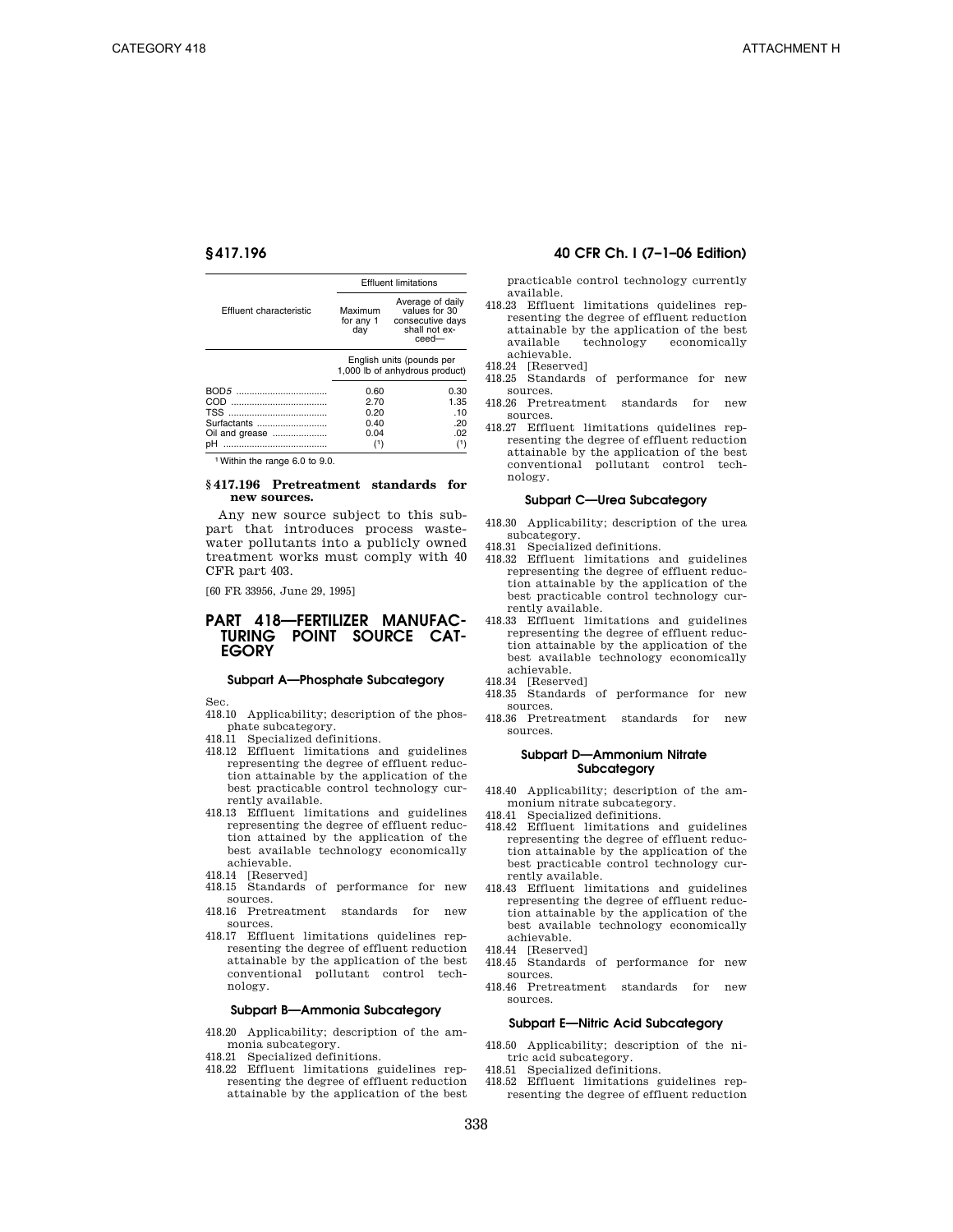| Effluent characteristic | Effluent limitations | |
|---|---|---|
| | Maximum for any 1 day | Average of daily values for 30 consecutive days shall not exceed— |
| | English units (pounds per 1,000 lb of anhydrous product) | |
| BOD5 | 0.60 | 0.30 |
| COD | 2.70 | 1.35 |
| TSS | 0.20 | .10 |
| Surfactants | 0.40 | .20 |
| Oil and grease | 0.04 | .02 |
| pH | (1) | (1) |

[1] Within the range 6.0 to 9.0.

### § 417.196 Pretreatment standards for new sources.

Any new source subject to this subpart that introduces process wastewater pollutants into a publicly owned treatment works must comply with 40 CFR part 403.

[60 FR 33956, June 29, 1995]

# PART 418—FERTILIZER MANUFACTURING POINT SOURCE CATEGORY

## Subpart A—Phosphate Subcategory

Sec.

418.10 Applicability; description of the phosphate subcategory.
418.11 Specialized definitions.
418.12 Effluent limitations and guidelines representing the degree of effluent reduction attainable by the application of the best practicable control technology currently available.
418.13 Effluent limitations and guidelines representing the degree of effluent reduction attained by the application of the best available technology economically achievable.
418.14 [Reserved]
418.15 Standards of performance for new sources.
418.16 Pretreatment standards for new sources.
418.17 Effluent limitations quidelines representing the degree of effluent reduction attainable by the application of the best conventional pollutant control technology.

## Subpart B—Ammonia Subcategory

418.20 Applicability; description of the ammonia subcategory.
418.21 Specialized definitions.
418.22 Effluent limitations guidelines representing the degree of effluent reduction attainable by the application of the best practicable control technology currently available.
418.23 Effluent limitations quidelines representing the degree of effluent reduction attainable by the application of the best available technology economically achievable.
418.24 [Reserved]
418.25 Standards of performance for new sources.
418.26 Pretreatment standards for new sources.
418.27 Effluent limitations quidelines representing the degree of effluent reduction attainable by the application of the best conventional pollutant control technology.

## Subpart C—Urea Subcategory

418.30 Applicability; description of the urea subcategory.
418.31 Specialized definitions.
418.32 Effluent limitations and guidelines representing the degree of effluent reduction attainable by the application of the best practicable control technology currently available.
418.33 Effluent limitations and guidelines representing the degree of effluent reduction attainable by the application of the best available technology economically achievable.
418.34 [Reserved]
418.35 Standards of performance for new sources.
418.36 Pretreatment standards for new sources.

## Subpart D—Ammonium Nitrate Subcategory

418.40 Applicability; description of the ammonium nitrate subcategory.
418.41 Specialized definitions.
418.42 Effluent limitations and guidelines representing the degree of effluent reduction attainable by the application of the best practicable control technology currently available.
418.43 Effluent limitations and guidelines representing the degree of effluent reduction attainable by the application of the best available technology economically achievable.
418.44 [Reserved]
418.45 Standards of performance for new sources.
418.46 Pretreatment standards for new sources.

## Subpart E—Nitric Acid Subcategory

418.50 Applicability; description of the nitric acid subcategory.
418.51 Specialized definitions.
418.52 Effluent limitations guidelines representing the degree of effluent reduction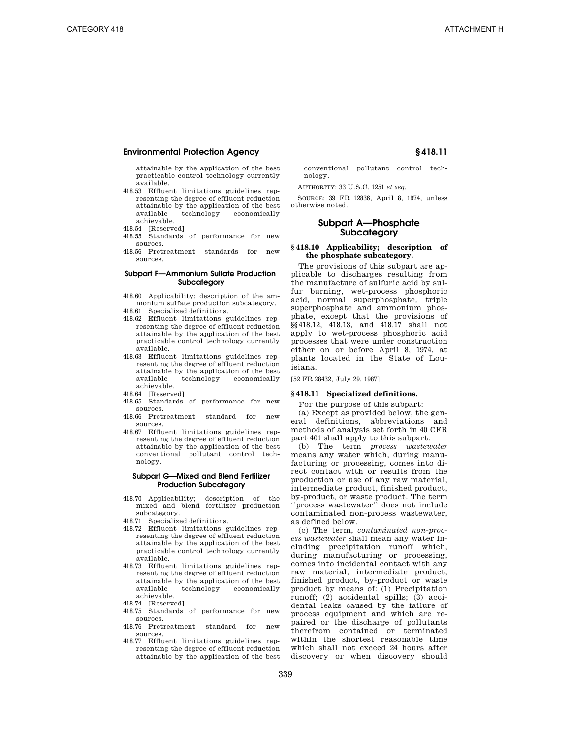attainable by the application of the best practicable control technology currently available.

418.53 Effluent limitations guidelines representing the degree of effluent reduction attainable by the application of the best available technology economically achievable.

418.54 [Reserved]

418.55 Standards of performance for new sources.

418.56 Pretreatment standards for new sources.

### Subpart F—Ammonium Sulfate Production Subcategory

418.60 Applicability; description of the ammonium sulfate production subcategory.

418.61 Specialized definitions.

418.62 Effluent limitations guidelines representing the degree of effluent reduction attainable by the application of the best practicable control technology currently available.

418.63 Effluent limitations guidelines representing the degree of effluent reduction attainable by the application of the best available technology economically achievable.

418.64 [Reserved]

418.65 Standards of performance for new sources.

418.66 Pretreatment standard for new sources.

418.67 Effluent limitations guidelines representing the degree of effluent reduction attainable by the application of the best conventional pollutant control technology.

### Subpart G—Mixed and Blend Fertilizer Production Subcategory

418.70 Applicability; description of the mixed and blend fertilizer production subcategory.

418.71 Specialized definitions.

418.72 Effluent limitations guidelines representing the degree of effluent reduction attainable by the application of the best practicable control technology currently available.

418.73 Effluent limitations guidelines representing the degree of effluent reduction attainable by the application of the best available technology economically achievable.

418.74 [Reserved]

418.75 Standards of performance for new sources.

418.76 Pretreatment standard for new sources.

418.77 Effluent limitations guidelines representing the degree of effluent reduction attainable by the application of the best conventional pollutant control technology.

AUTHORITY: 33 U.S.C. 1251 *et seq.*

SOURCE: 39 FR 12836, April 8, 1974, unless otherwise noted.

## Subpart A—Phosphate Subcategory

### § 418.10 Applicability; description of the phosphate subcategory.

The provisions of this subpart are applicable to discharges resulting from the manufacture of sulfuric acid by sulfur burning, wet-process phosphoric acid, normal superphosphate, triple superphosphate and ammonium phosphate, except that the provisions of §§418.12, 418.13, and 418.17 shall not apply to wet-process phosphoric acid processes that were under construction either on or before April 8, 1974, at plants located in the State of Louisiana.

[52 FR 28432, July 29, 1987]

### § 418.11 Specialized definitions.

For the purpose of this subpart:

(a) Except as provided below, the general definitions, abbreviations and methods of analysis set forth in 40 CFR part 401 shall apply to this subpart.

(b) The term *process wastewater* means any water which, during manufacturing or processing, comes into direct contact with or results from the production or use of any raw material, intermediate product, finished product, by-product, or waste product. The term ''process wastewater'' does not include contaminated non-process wastewater, as defined below.

(c) The term, *contaminated non-process wastewater* shall mean any water including precipitation runoff which, during manufacturing or processing, comes into incidental contact with any raw material, intermediate product, finished product, by-product or waste product by means of: (1) Precipitation runoff; (2) accidental spills; (3) accidental leaks caused by the failure of process equipment and which are repaired or the discharge of pollutants therefrom contained or terminated within the shortest reasonable time which shall not exceed 24 hours after discovery or when discovery should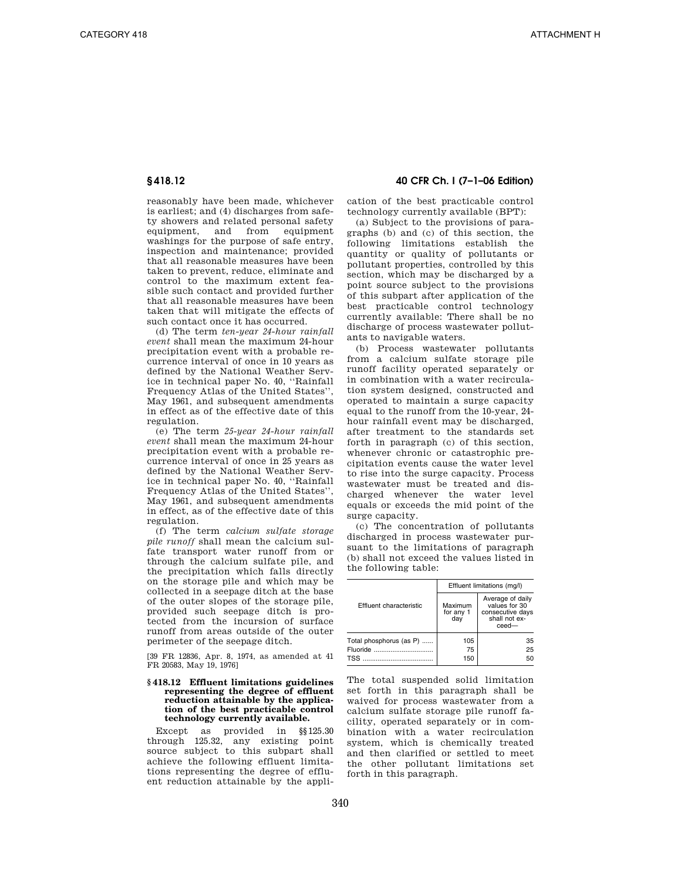reasonably have been made, whichever is earliest; and (4) discharges from safety showers and related personal safety equipment, and from equipment washings for the purpose of safe entry, inspection and maintenance; provided that all reasonable measures have been taken to prevent, reduce, eliminate and control to the maximum extent feasible such contact and provided further that all reasonable measures have been taken that will mitigate the effects of such contact once it has occurred.

(d) The term *ten-year 24-hour rainfall event* shall mean the maximum 24-hour precipitation event with a probable recurrence interval of once in 10 years as defined by the National Weather Service in technical paper No. 40, ''Rainfall Frequency Atlas of the United States'', May 1961, and subsequent amendments in effect as of the effective date of this regulation.

(e) The term *25-year 24-hour rainfall event* shall mean the maximum 24-hour precipitation event with a probable recurrence interval of once in 25 years as defined by the National Weather Service in technical paper No. 40, ''Rainfall Frequency Atlas of the United States'', May 1961, and subsequent amendments in effect, as of the effective date of this regulation.

(f) The term *calcium sulfate storage pile runoff* shall mean the calcium sulfate transport water runoff from or through the calcium sulfate pile, and the precipitation which falls directly on the storage pile and which may be collected in a seepage ditch at the base of the outer slopes of the storage pile, provided such seepage ditch is protected from the incursion of surface runoff from areas outside of the outer perimeter of the seepage ditch.

[39 FR 12836, Apr. 8, 1974, as amended at 41 FR 20583, May 19, 1976]

### § 418.12 Effluent limitations guidelines representing the degree of effluent reduction attainable by the application of the best practicable control technology currently available.

Except as provided in §§ 125.30 through 125.32, any existing point source subject to this subpart shall achieve the following effluent limitations representing the degree of effluent reduction attainable by the application of the best practicable control technology currently available (BPT):

(a) Subject to the provisions of paragraphs (b) and (c) of this section, the following limitations establish the quantity or quality of pollutants or pollutant properties, controlled by this section, which may be discharged by a point source subject to the provisions of this subpart after application of the best practicable control technology currently available: There shall be no discharge of process wastewater pollutants to navigable waters.

(b) Process wastewater pollutants from a calcium sulfate storage pile runoff facility operated separately or in combination with a water recirculation system designed, constructed and operated to maintain a surge capacity equal to the runoff from the 10-year, 24-hour rainfall event may be discharged, after treatment to the standards set forth in paragraph (c) of this section, whenever chronic or catastrophic precipitation events cause the water level to rise into the surge capacity. Process wastewater must be treated and discharged whenever the water level equals or exceeds the mid point of the surge capacity.

(c) The concentration of pollutants discharged in process wastewater pursuant to the limitations of paragraph (b) shall not exceed the values listed in the following table:

| Effluent characteristic | Effluent limitations (mg/l) | |
|---|---|---|
| | Maximum for any 1 day | Average of daily values for 30 consecutive days shall not exceed— |
| Total phosphorus (as P) | 105 | 35 |
| Fluoride | 75 | 25 |
| TSS | 150 | 50 |

The total suspended solid limitation set forth in this paragraph shall be waived for process wastewater from a calcium sulfate storage pile runoff facility, operated separately or in combination with a water recirculation system, which is chemically treated and then clarified or settled to meet the other pollutant limitations set forth in this paragraph.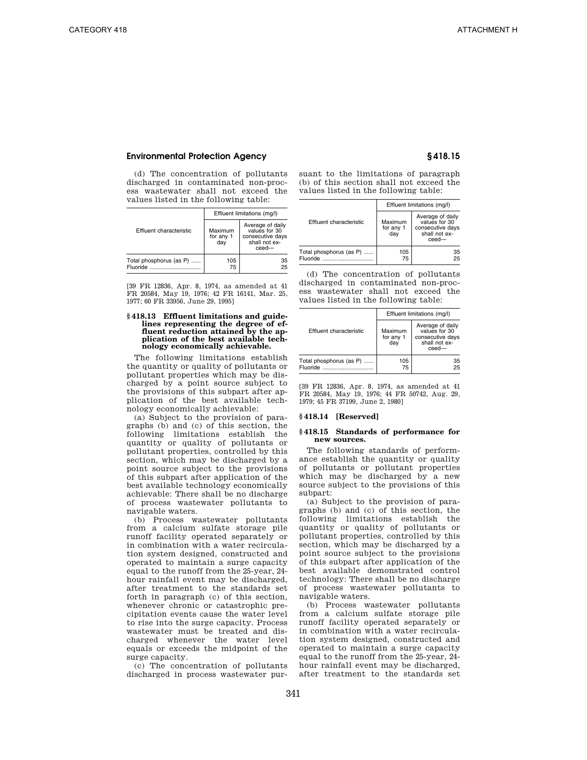(d) The concentration of pollutants discharged in contaminated non-process wastewater shall not exceed the values listed in the following table:

| Effluent characteristic | Effluent limitations (mg/l) | |
|---|---|---|
| | Maximum for any 1 day | Average of daily values for 30 consecutive days shall not exceed— |
| Total phosphorus (as P) | 105 | 35 |
| Fluoride | 75 | 25 |

[39 FR 12836, Apr. 8, 1974, as amended at 41 FR 20584, May 19, 1976; 42 FR 16141, Mar. 25, 1977; 60 FR 33956, June 29, 1995]

### § 418.13 Effluent limitations and guidelines representing the degree of effluent reduction attained by the application of the best available technology economically achievable.

The following limitations establish the quantity or quality of pollutants or pollutant properties which may be discharged by a point source subject to the provisions of this subpart after application of the best available technology economically achievable:

(a) Subject to the provision of paragraphs (b) and (c) of this section, the following limitations establish the quantity or quality of pollutants or pollutant properties, controlled by this section, which may be discharged by a point source subject to the provisions of this subpart after application of the best available technology economically achievable: There shall be no discharge of process wastewater pollutants to navigable waters.

(b) Process wastewater pollutants from a calcium sulfate storage pile runoff facility operated separately or in combination with a water recirculation system designed, constructed and operated to maintain a surge capacity equal to the runoff from the 25-year, 24-hour rainfall event may be discharged, after treatment to the standards set forth in paragraph (c) of this section, whenever chronic or catastrophic precipitation events cause the water level to rise into the surge capacity. Process wastewater must be treated and discharged whenever the water level equals or exceeds the midpoint of the surge capacity.

(c) The concentration of pollutants discharged in process wastewater pursuant to the limitations of paragraph (b) of this section shall not exceed the values listed in the following table:

| Effluent characteristic | Effluent limitations (mg/l) | |
|---|---|---|
| | Maximum for any 1 day | Average of daily values for 30 consecutive days shall not exceed— |
| Total phosphorus (as P) | 105 | 35 |
| Fluoride | 75 | 25 |

(d) The concentration of pollutants discharged in contaminated non-process wastewater shall not exceed the values listed in the following table:

| Effluent characteristic | Effluent limitations (mg/l) | |
|---|---|---|
| | Maximum for any 1 day | Average of daily values for 30 consecutive days shall not exceed— |
| Total phosphorus (as P) | 105 | 35 |
| Fluoride | 75 | 25 |

[39 FR 12836, Apr. 8, 1974, as amended at 41 FR 20584, May 19, 1976; 44 FR 50742, Aug. 29, 1979; 45 FR 37199, June 2, 1980]

### § 418.14 [Reserved]

### § 418.15 Standards of performance for new sources.

The following standards of performance establish the quantity or quality of pollutants or pollutant properties which may be discharged by a new source subject to the provisions of this subpart:

(a) Subject to the provision of paragraphs (b) and (c) of this section, the following limitations establish the quantity or quality of pollutants or pollutant properties, controlled by this section, which may be discharged by a point source subject to the provisions of this subpart after application of the best available demonstrated control technology: There shall be no discharge of process wastewater pollutants to navigable waters.

(b) Process wastewater pollutants from a calcium sulfate storage pile runoff facility operated separately or in combination with a water recirculation system designed, constructed and operated to maintain a surge capacity equal to the runoff from the 25-year, 24-hour rainfall event may be discharged, after treatment to the standards set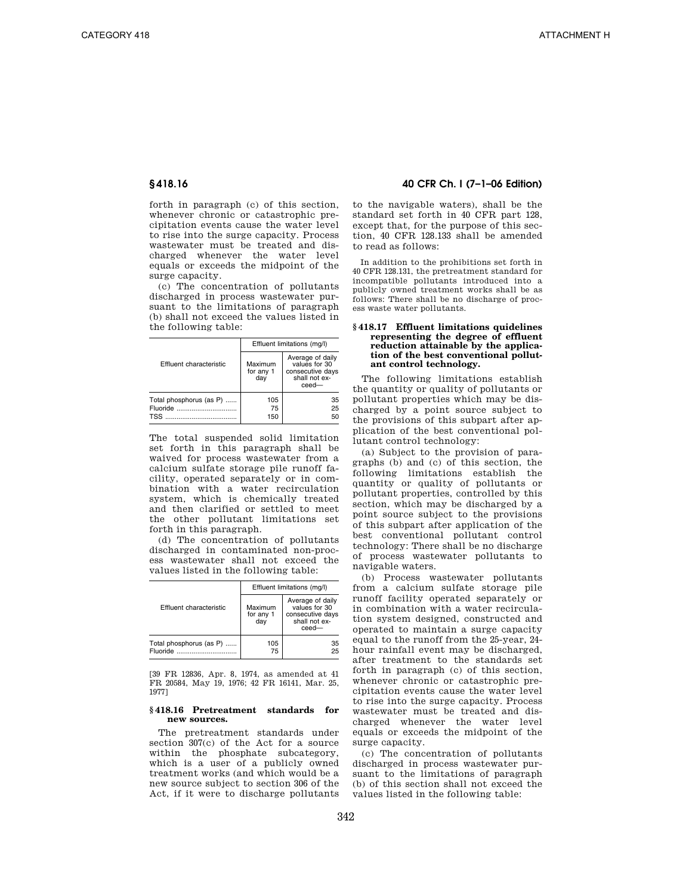forth in paragraph (c) of this section, whenever chronic or catastrophic precipitation events cause the water level to rise into the surge capacity. Process wastewater must be treated and discharged whenever the water level equals or exceeds the midpoint of the surge capacity.

(c) The concentration of pollutants discharged in process wastewater pursuant to the limitations of paragraph (b) shall not exceed the values listed in the following table:

| Effluent characteristic | Effluent limitations (mg/l) | |
|---|---|---|
| | Maximum for any 1 day | Average of daily values for 30 consecutive days shall not exceed— |
| Total phosphorus (as P) | 105 | 35 |
| Fluoride | 75 | 25 |
| TSS | 150 | 50 |

The total suspended solid limitation set forth in this paragraph shall be waived for process wastewater from a calcium sulfate storage pile runoff facility, operated separately or in combination with a water recirculation system, which is chemically treated and then clarified or settled to meet the other pollutant limitations set forth in this paragraph.

(d) The concentration of pollutants discharged in contaminated non-process wastewater shall not exceed the values listed in the following table:

| Effluent characteristic | Effluent limitations (mg/l) | |
|---|---|---|
| | Maximum for any 1 day | Average of daily values for 30 consecutive days shall not exceed— |
| Total phosphorus (as P) | 105 | 35 |
| Fluoride | 75 | 25 |

[39 FR 12836, Apr. 8, 1974, as amended at 41 FR 20584, May 19, 1976; 42 FR 16141, Mar. 25, 1977]

### § 418.16 Pretreatment standards for new sources.

The pretreatment standards under section 307(c) of the Act for a source within the phosphate subcategory, which is a user of a publicly owned treatment works (and which would be a new source subject to section 306 of the Act, if it were to discharge pollutants to the navigable waters), shall be the standard set forth in 40 CFR part 128, except that, for the purpose of this section, 40 CFR 128.133 shall be amended to read as follows:

> In addition to the prohibitions set forth in 40 CFR 128.131, the pretreatment standard for incompatible pollutants introduced into a publicly owned treatment works shall be as follows: There shall be no discharge of process waste water pollutants.

### § 418.17 Effluent limitations quidelines representing the degree of effluent reduction attainable by the application of the best conventional pollutant control technology.

The following limitations establish the quantity or quality of pollutants or pollutant properties which may be discharged by a point source subject to the provisions of this subpart after application of the best conventional pollutant control technology:

(a) Subject to the provision of paragraphs (b) and (c) of this section, the following limitations establish the quantity or quality of pollutants or pollutant properties, controlled by this section, which may be discharged by a point source subject to the provisions of this subpart after application of the best conventional pollutant control technology: There shall be no discharge of process wastewater pollutants to navigable waters.

(b) Process wastewater pollutants from a calcium sulfate storage pile runoff facility operated separately or in combination with a water recirculation system designed, constructed and operated to maintain a surge capacity equal to the runoff from the 25-year, 24-hour rainfall event may be discharged, after treatment to the standards set forth in paragraph (c) of this section, whenever chronic or catastrophic precipitation events cause the water level to rise into the surge capacity. Process wastewater must be treated and discharged whenever the water level equals or exceeds the midpoint of the surge capacity.

(c) The concentration of pollutants discharged in process wastewater pursuant to the limitations of paragraph (b) of this section shall not exceed the values listed in the following table: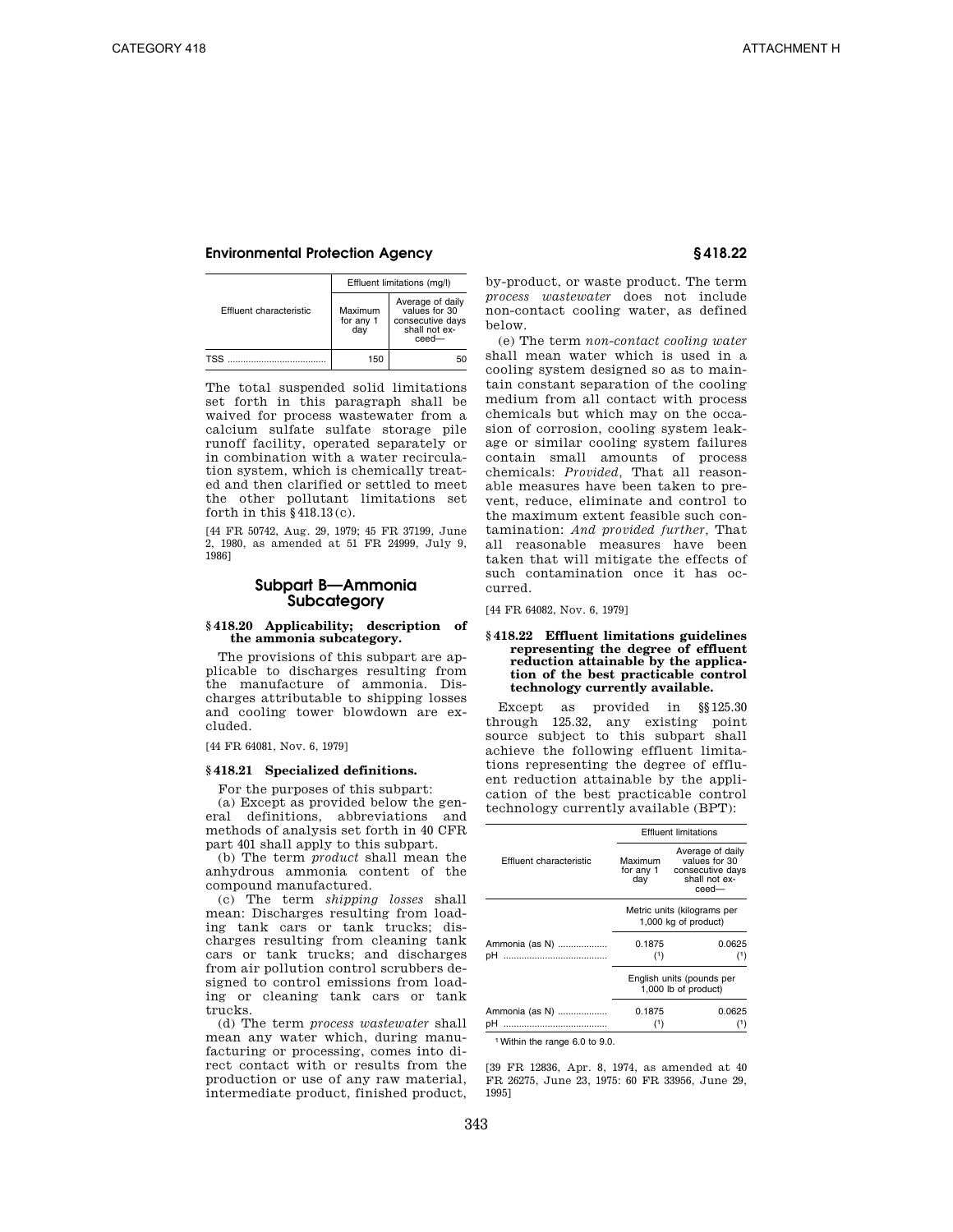| Effluent characteristic | Effluent limitations (mg/l) | |
|---|---|---|
| | Maximum for any 1 day | Average of daily values for 30 consecutive days shall not exceed— |
| TSS | 150 | 50 |

The total suspended solid limitations set forth in this paragraph shall be waived for process wastewater from a calcium sulfate sulfate storage pile runoff facility, operated separately or in combination with a water recirculation system, which is chemically treated and then clarified or settled to meet the other pollutant limitations set forth in this §418.13(c).

[44 FR 50742, Aug. 29, 1979; 45 FR 37199, June 2, 1980, as amended at 51 FR 24999, July 9, 1986]

## Subpart B—Ammonia Subcategory

### §418.20 Applicability; description of the ammonia subcategory.

The provisions of this subpart are applicable to discharges resulting from the manufacture of ammonia. Discharges attributable to shipping losses and cooling tower blowdown are excluded.

[44 FR 64081, Nov. 6, 1979]

### §418.21 Specialized definitions.

For the purposes of this subpart:

(a) Except as provided below the general definitions, abbreviations and methods of analysis set forth in 40 CFR part 401 shall apply to this subpart.

(b) The term *product* shall mean the anhydrous ammonia content of the compound manufactured.

(c) The term *shipping losses* shall mean: Discharges resulting from loading tank cars or tank trucks; discharges resulting from cleaning tank cars or tank trucks; and discharges from air pollution control scrubbers designed to control emissions from loading or cleaning tank cars or tank trucks.

(d) The term *process wastewater* shall mean any water which, during manufacturing or processing, comes into direct contact with or results from the production or use of any raw material, intermediate product, finished product, by-product, or waste product. The term *process wastewater* does not include non-contact cooling water, as defined below.

(e) The term *non-contact cooling water* shall mean water which is used in a cooling system designed so as to maintain constant separation of the cooling medium from all contact with process chemicals but which may on the occasion of corrosion, cooling system leakage or similar cooling system failures contain small amounts of process chemicals: *Provided,* That all reasonable measures have been taken to prevent, reduce, eliminate and control to the maximum extent feasible such contamination: *And provided further,* That all reasonable measures have been taken that will mitigate the effects of such contamination once it has occurred.

[44 FR 64082, Nov. 6, 1979]

### §418.22 Effluent limitations guidelines representing the degree of effluent reduction attainable by the application of the best practicable control technology currently available.

Except as provided in §§125.30 through 125.32, any existing point source subject to this subpart shall achieve the following effluent limitations representing the degree of effluent reduction attainable by the application of the best practicable control technology currently available (BPT):

| Effluent characteristic | Effluent limitations | |
|---|---|---|
| | Maximum for any 1 day | Average of daily values for 30 consecutive days shall not exceed— |
| | Metric units (kilograms per 1,000 kg of product) | |
| Ammonia (as N) | 0.1875 | 0.0625 |
| pH | (1) | (1) |
| | English units (pounds per 1,000 lb of product) | |
| Ammonia (as N) | 0.1875 | 0.0625 |
| pH | (1) | (1) |

[1] Within the range 6.0 to 9.0.

[39 FR 12836, Apr. 8, 1974, as amended at 40 FR 26275, June 23, 1975: 60 FR 33956, June 29, 1995]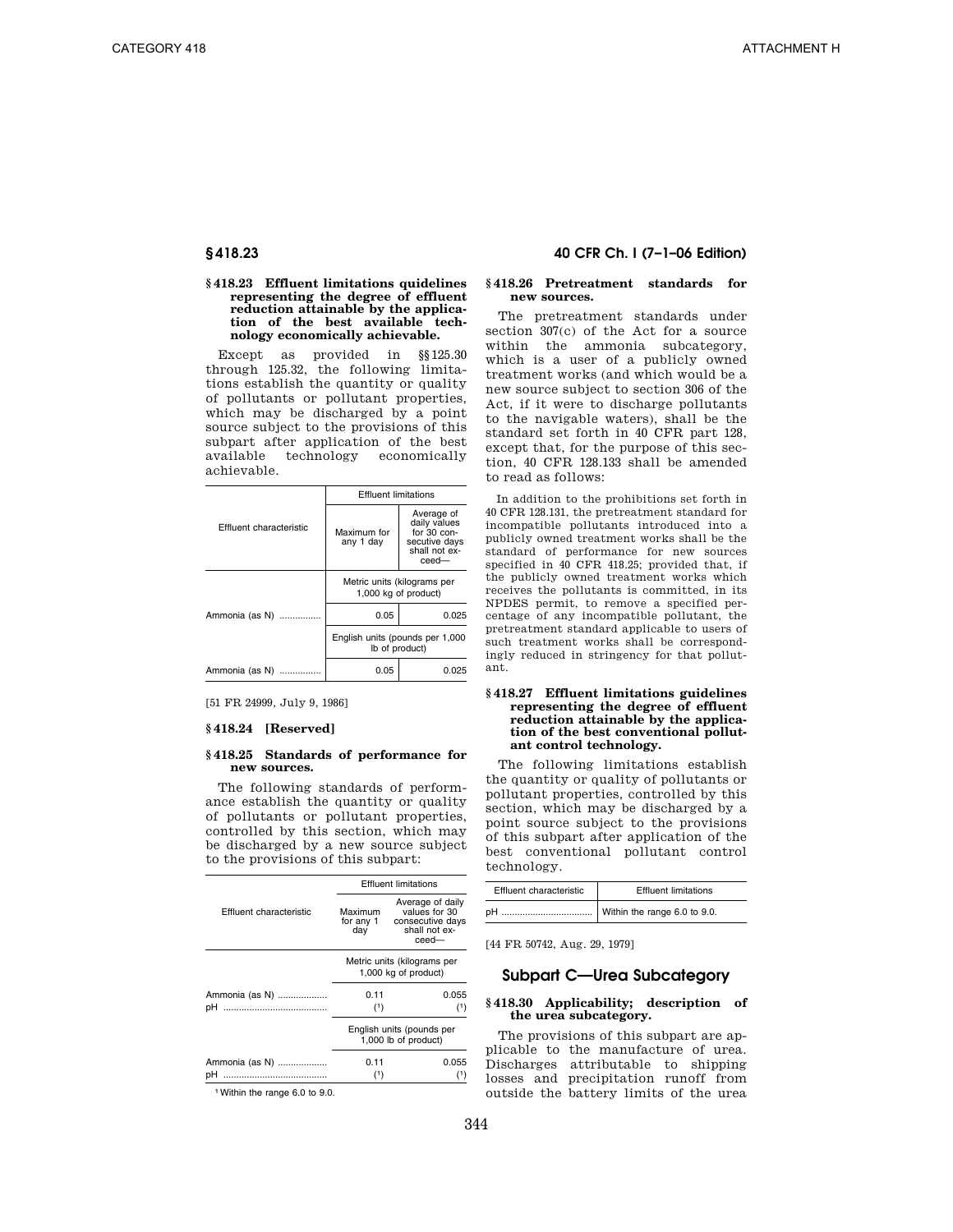### § 418.23 Effluent limitations guidelines representing the degree of effluent reduction attainable by the application of the best available technology economically achievable.

Except as provided in §§ 125.30 through 125.32, the following limitations establish the quantity or quality of pollutants or pollutant properties, which may be discharged by a point source subject to the provisions of this subpart after application of the best available technology economically achievable.

| Effluent characteristic | Effluent limitations | |
|---|---|---|
| | Maximum for any 1 day | Average of daily values for 30 consecutive days shall not exceed— |
| | Metric units (kilograms per 1,000 kg of product) | |
| Ammonia (as N) | 0.05 | 0.025 |
| | English units (pounds per 1,000 lb of product) | |
| Ammonia (as N) | 0.05 | 0.025 |

[51 FR 24999, July 9, 1986]

### § 418.24 [Reserved]

### § 418.25 Standards of performance for new sources.

The following standards of performance establish the quantity or quality of pollutants or pollutant properties, controlled by this section, which may be discharged by a new source subject to the provisions of this subpart:

| Effluent characteristic | Effluent limitations | |
|---|---|---|
| | Maximum for any 1 day | Average of daily values for 30 consecutive days shall not exceed— |
| | Metric units (kilograms per 1,000 kg of product) | |
| Ammonia (as N) | 0.11 | 0.055 |
| pH | (1) | (1) |
| | English units (pounds per 1,000 lb of product) | |
| Ammonia (as N) | 0.11 | 0.055 |
| pH | (1) | (1) |

[1] Within the range 6.0 to 9.0.

### § 418.26 Pretreatment standards for new sources.

The pretreatment standards under section 307(c) of the Act for a source within the ammonia subcategory, which is a user of a publicly owned treatment works (and which would be a new source subject to section 306 of the Act, if it were to discharge pollutants to the navigable waters), shall be the standard set forth in 40 CFR part 128, except that, for the purpose of this section, 40 CFR 128.133 shall be amended to read as follows:

In addition to the prohibitions set forth in 40 CFR 128.131, the pretreatment standard for incompatible pollutants introduced into a publicly owned treatment works shall be the standard of performance for new sources specified in 40 CFR 418.25; provided that, if the publicly owned treatment works which receives the pollutants is committed, in its NPDES permit, to remove a specified percentage of any incompatible pollutant, the pretreatment standard applicable to users of such treatment works shall be correspondingly reduced in stringency for that pollutant.

### § 418.27 Effluent limitations guidelines representing the degree of effluent reduction attainable by the application of the best conventional pollutant control technology.

The following limitations establish the quantity or quality of pollutants or pollutant properties, controlled by this section, which may be discharged by a point source subject to the provisions of this subpart after application of the best conventional pollutant control technology.

| Effluent characteristic | Effluent limitations |
|---|---|
| pH | Within the range 6.0 to 9.0. |

[44 FR 50742, Aug. 29, 1979]

## Subpart C—Urea Subcategory

### § 418.30 Applicability; description of the urea subcategory.

The provisions of this subpart are applicable to the manufacture of urea. Discharges attributable to shipping losses and precipitation runoff from outside the battery limits of the urea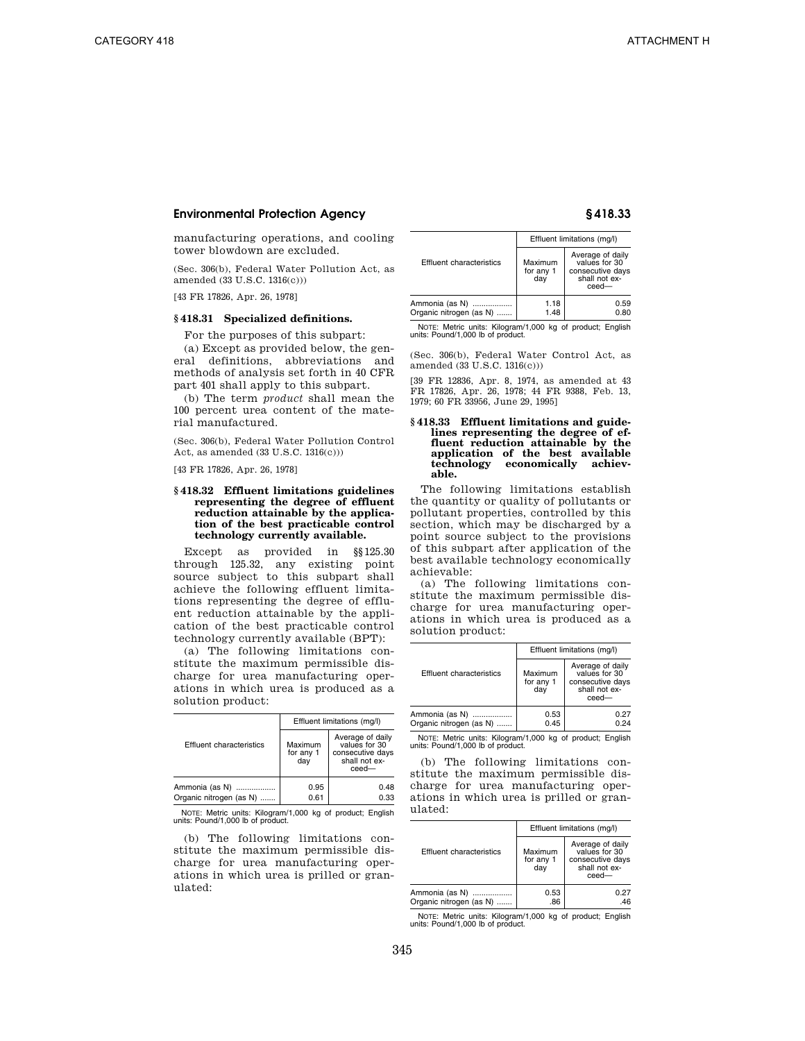manufacturing operations, and cooling tower blowdown are excluded.

(Sec. 306(b), Federal Water Pollution Act, as amended (33 U.S.C. 1316(c)))

[43 FR 17826, Apr. 26, 1978]

### § 418.31 Specialized definitions.

For the purposes of this subpart:

(a) Except as provided below, the general definitions, abbreviations and methods of analysis set forth in 40 CFR part 401 shall apply to this subpart.

(b) The term *product* shall mean the 100 percent urea content of the material manufactured.

(Sec. 306(b), Federal Water Pollution Control Act, as amended (33 U.S.C. 1316(c)))

[43 FR 17826, Apr. 26, 1978]

### § 418.32 Effluent limitations guidelines representing the degree of effluent reduction attainable by the application of the best practicable control technology currently available.

Except as provided in §§ 125.30 through 125.32, any existing point source subject to this subpart shall achieve the following effluent limitations representing the degree of effluent reduction attainable by the application of the best practicable control technology currently available (BPT):

(a) The following limitations constitute the maximum permissible discharge for urea manufacturing operations in which urea is produced as a solution product:

| Effluent characteristics | Effluent limitations (mg/l) | |
|---|---|---|
| | Maximum for any 1 day | Average of daily values for 30 consecutive days shall not exceed— |
| Ammonia (as N) | 0.95 | 0.48 |
| Organic nitrogen (as N) | 0.61 | 0.33 |

NOTE: Metric units: Kilogram/1,000 kg of product; English units: Pound/1,000 lb of product.

(b) The following limitations constitute the maximum permissible discharge for urea manufacturing operations in which urea is prilled or granulated:

| Effluent characteristics | Effluent limitations (mg/l) | |
|---|---|---|
| | Maximum for any 1 day | Average of daily values for 30 consecutive days shall not exceed— |
| Ammonia (as N) | 1.18 | 0.59 |
| Organic nitrogen (as N) | 1.48 | 0.80 |

NOTE: Metric units: Kilogram/1,000 kg of product; English units: Pound/1,000 lb of product.

(Sec. 306(b), Federal Water Control Act, as amended (33 U.S.C. 1316(c)))

[39 FR 12836, Apr. 8, 1974, as amended at 43 FR 17826, Apr. 26, 1978; 44 FR 9388, Feb. 13, 1979; 60 FR 33956, June 29, 1995]

### § 418.33 Effluent limitations and guidelines representing the degree of effluent reduction attainable by the application of the best available technology economically achievable.

The following limitations establish the quantity or quality of pollutants or pollutant properties, controlled by this section, which may be discharged by a point source subject to the provisions of this subpart after application of the best available technology economically achievable:

(a) The following limitations constitute the maximum permissible discharge for urea manufacturing operations in which urea is produced as a solution product:

| Effluent characteristics | Effluent limitations (mg/l) | |
|---|---|---|
| | Maximum for any 1 day | Average of daily values for 30 consecutive days shall not exceed— |
| Ammonia (as N) | 0.53 | 0.27 |
| Organic nitrogen (as N) | 0.45 | 0.24 |

NOTE: Metric units: Kilogram/1,000 kg of product; English units: Pound/1,000 lb of product.

(b) The following limitations constitute the maximum permissible discharge for urea manufacturing operations in which urea is prilled or granulated:

| Effluent characteristics | Effluent limitations (mg/l) | |
|---|---|---|
| | Maximum for any 1 day | Average of daily values for 30 consecutive days shall not exceed— |
| Ammonia (as N) | 0.53 | 0.27 |
| Organic nitrogen (as N) | .86 | .46 |

NOTE: Metric units: Kilogram/1,000 kg of product; English units: Pound/1,000 lb of product.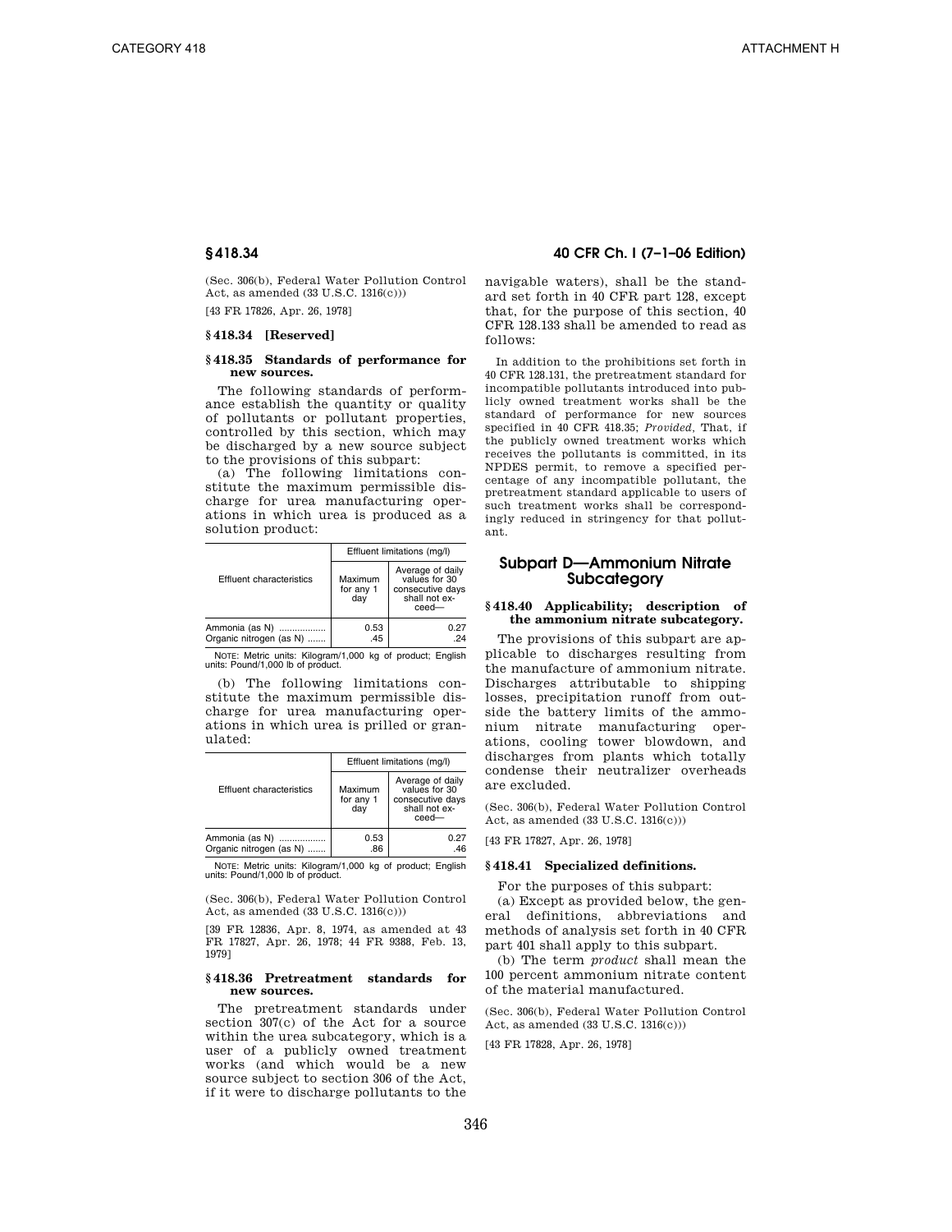(Sec. 306(b), Federal Water Pollution Control Act, as amended (33 U.S.C. 1316(c)))

[43 FR 17826, Apr. 26, 1978]

**§ 418.34 [Reserved]**

**§ 418.35 Standards of performance for new sources.**

The following standards of performance establish the quantity or quality of pollutants or pollutant properties, controlled by this section, which may be discharged by a new source subject to the provisions of this subpart:

(a) The following limitations constitute the maximum permissible discharge for urea manufacturing operations in which urea is produced as a solution product:

| Effluent characteristics | Effluent limitations (mg/l) | |
|---|---|---|
| | Maximum for any 1 day | Average of daily values for 30 consecutive days shall not exceed— |
| Ammonia (as N) | 0.53 | 0.27 |
| Organic nitrogen (as N) | .45 | .24 |

NOTE: Metric units: Kilogram/1,000 kg of product; English units: Pound/1,000 lb of product.

(b) The following limitations constitute the maximum permissible discharge for urea manufacturing operations in which urea is prilled or granulated:

| Effluent characteristics | Effluent limitations (mg/l) | |
|---|---|---|
| | Maximum for any 1 day | Average of daily values for 30 consecutive days shall not exceed— |
| Ammonia (as N) | 0.53 | 0.27 |
| Organic nitrogen (as N) | .86 | .46 |

NOTE: Metric units: Kilogram/1,000 kg of product; English units: Pound/1,000 lb of product.

(Sec. 306(b), Federal Water Pollution Control Act, as amended (33 U.S.C. 1316(c)))

[39 FR 12836, Apr. 8, 1974, as amended at 43 FR 17827, Apr. 26, 1978; 44 FR 9388, Feb. 13, 1979]

**§ 418.36 Pretreatment standards for new sources.**

The pretreatment standards under section 307(c) of the Act for a source within the urea subcategory, which is a user of a publicly owned treatment works (and which would be a new source subject to section 306 of the Act, if it were to discharge pollutants to the navigable waters), shall be the standard set forth in 40 CFR part 128, except that, for the purpose of this section, 40 CFR 128.133 shall be amended to read as follows:

In addition to the prohibitions set forth in 40 CFR 128.131, the pretreatment standard for incompatible pollutants introduced into publicly owned treatment works shall be the standard of performance for new sources specified in 40 CFR 418.35; *Provided*, That, if the publicly owned treatment works which receives the pollutants is committed, in its NPDES permit, to remove a specified percentage of any incompatible pollutant, the pretreatment standard applicable to users of such treatment works shall be correspondingly reduced in stringency for that pollutant.

## Subpart D—Ammonium Nitrate Subcategory

**§ 418.40 Applicability; description of the ammonium nitrate subcategory.**

The provisions of this subpart are applicable to discharges resulting from the manufacture of ammonium nitrate. Discharges attributable to shipping losses, precipitation runoff from outside the battery limits of the ammonium nitrate manufacturing operations, cooling tower blowdown, and discharges from plants which totally condense their neutralizer overheads are excluded.

(Sec. 306(b), Federal Water Pollution Control Act, as amended (33 U.S.C. 1316(c)))

[43 FR 17827, Apr. 26, 1978]

**§ 418.41 Specialized definitions.**

For the purposes of this subpart:

(a) Except as provided below, the general definitions, abbreviations and methods of analysis set forth in 40 CFR part 401 shall apply to this subpart.

(b) The term *product* shall mean the 100 percent ammonium nitrate content of the material manufactured.

(Sec. 306(b), Federal Water Pollution Control Act, as amended (33 U.S.C. 1316(c)))

[43 FR 17828, Apr. 26, 1978]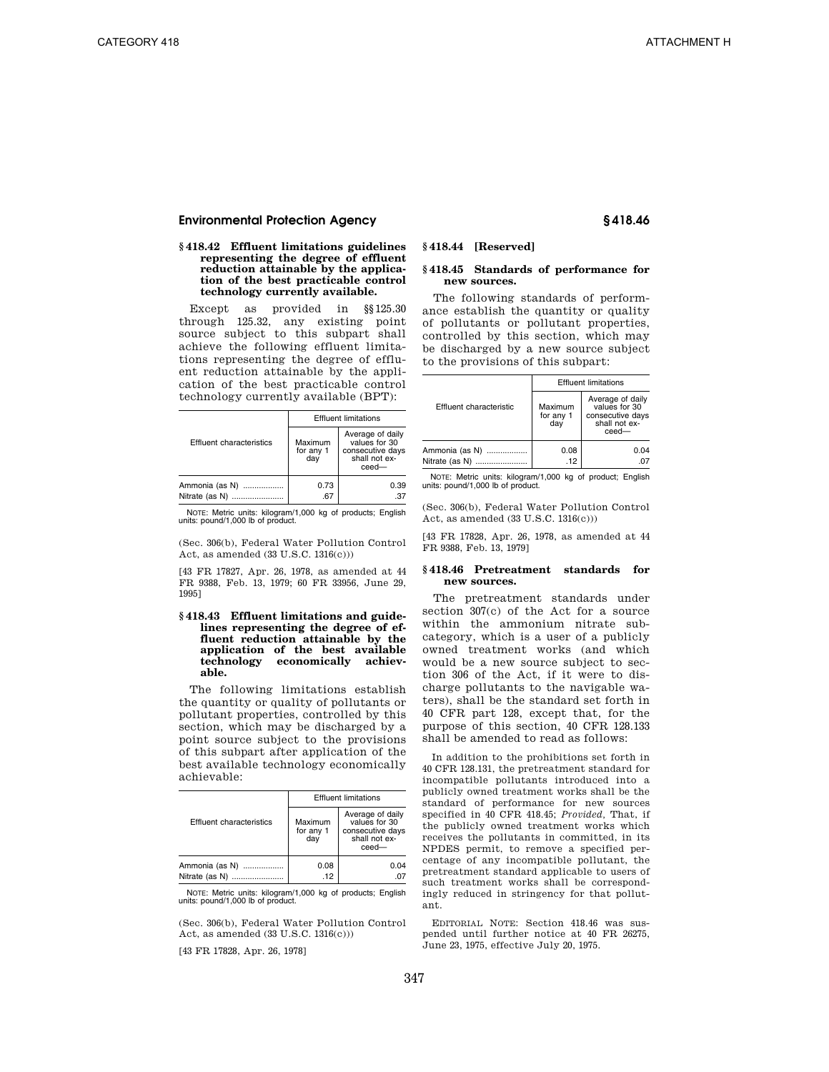### § 418.42 Effluent limitations guidelines representing the degree of effluent reduction attainable by the application of the best practicable control technology currently available.

Except as provided in §§ 125.30 through 125.32, any existing point source subject to this subpart shall achieve the following effluent limitations representing the degree of effluent reduction attainable by the application of the best practicable control technology currently available (BPT):

| Effluent characteristics | Effluent limitations | |
|---|---|---|
| | Maximum for any 1 day | Average of daily values for 30 consecutive days shall not exceed— |
| Ammonia (as N) | 0.73 | 0.39 |
| Nitrate (as N) | .67 | .37 |

NOTE: Metric units: kilogram/1,000 kg of products; English units: pound/1,000 lb of product.

(Sec. 306(b), Federal Water Pollution Control Act, as amended (33 U.S.C. 1316(c)))

[43 FR 17827, Apr. 26, 1978, as amended at 44 FR 9388, Feb. 13, 1979; 60 FR 33956, June 29, 1995]

### § 418.43 Effluent limitations and guidelines representing the degree of effluent reduction attainable by the application of the best available technology economically achievable.

The following limitations establish the quantity or quality of pollutants or pollutant properties, controlled by this section, which may be discharged by a point source subject to the provisions of this subpart after application of the best available technology economically achievable:

| Effluent characteristics | Effluent limitations | |
|---|---|---|
| | Maximum for any 1 day | Average of daily values for 30 consecutive days shall not exceed— |
| Ammonia (as N) | 0.08 | 0.04 |
| Nitrate (as N) | .12 | .07 |

NOTE: Metric units: kilogram/1,000 kg of products; English units: pound/1,000 lb of product.

(Sec. 306(b), Federal Water Pollution Control Act, as amended (33 U.S.C. 1316(c)))

[43 FR 17828, Apr. 26, 1978]

### § 418.44 [Reserved]

### § 418.45 Standards of performance for new sources.

The following standards of performance establish the quantity or quality of pollutants or pollutant properties, controlled by this section, which may be discharged by a new source subject to the provisions of this subpart:

| Effluent characteristic | Effluent limitations | |
|---|---|---|
| | Maximum for any 1 day | Average of daily values for 30 consecutive days shall not exceed— |
| Ammonia (as N) | 0.08 | 0.04 |
| Nitrate (as N) | .12 | .07 |

NOTE: Metric units: kilogram/1,000 kg of product; English units: pound/1,000 lb of product.

(Sec. 306(b), Federal Water Pollution Control Act, as amended (33 U.S.C. 1316(c)))

[43 FR 17828, Apr. 26, 1978, as amended at 44 FR 9388, Feb. 13, 1979]

### § 418.46 Pretreatment standards for new sources.

The pretreatment standards under section 307(c) of the Act for a source within the ammonium nitrate subcategory, which is a user of a publicly owned treatment works (and which would be a new source subject to section 306 of the Act, if it were to discharge pollutants to the navigable waters), shall be the standard set forth in 40 CFR part 128, except that, for the purpose of this section, 40 CFR 128.133 shall be amended to read as follows:

In addition to the prohibitions set forth in 40 CFR 128.131, the pretreatment standard for incompatible pollutants introduced into a publicly owned treatment works shall be the standard of performance for new sources specified in 40 CFR 418.45; *Provided*, That, if the publicly owned treatment works which receives the pollutants in committed, in its NPDES permit, to remove a specified percentage of any incompatible pollutant, the pretreatment standard applicable to users of such treatment works shall be correspondingly reduced in stringency for that pollutant.

EDITORIAL NOTE: Section 418.46 was suspended until further notice at 40 FR 26275, June 23, 1975, effective July 20, 1975.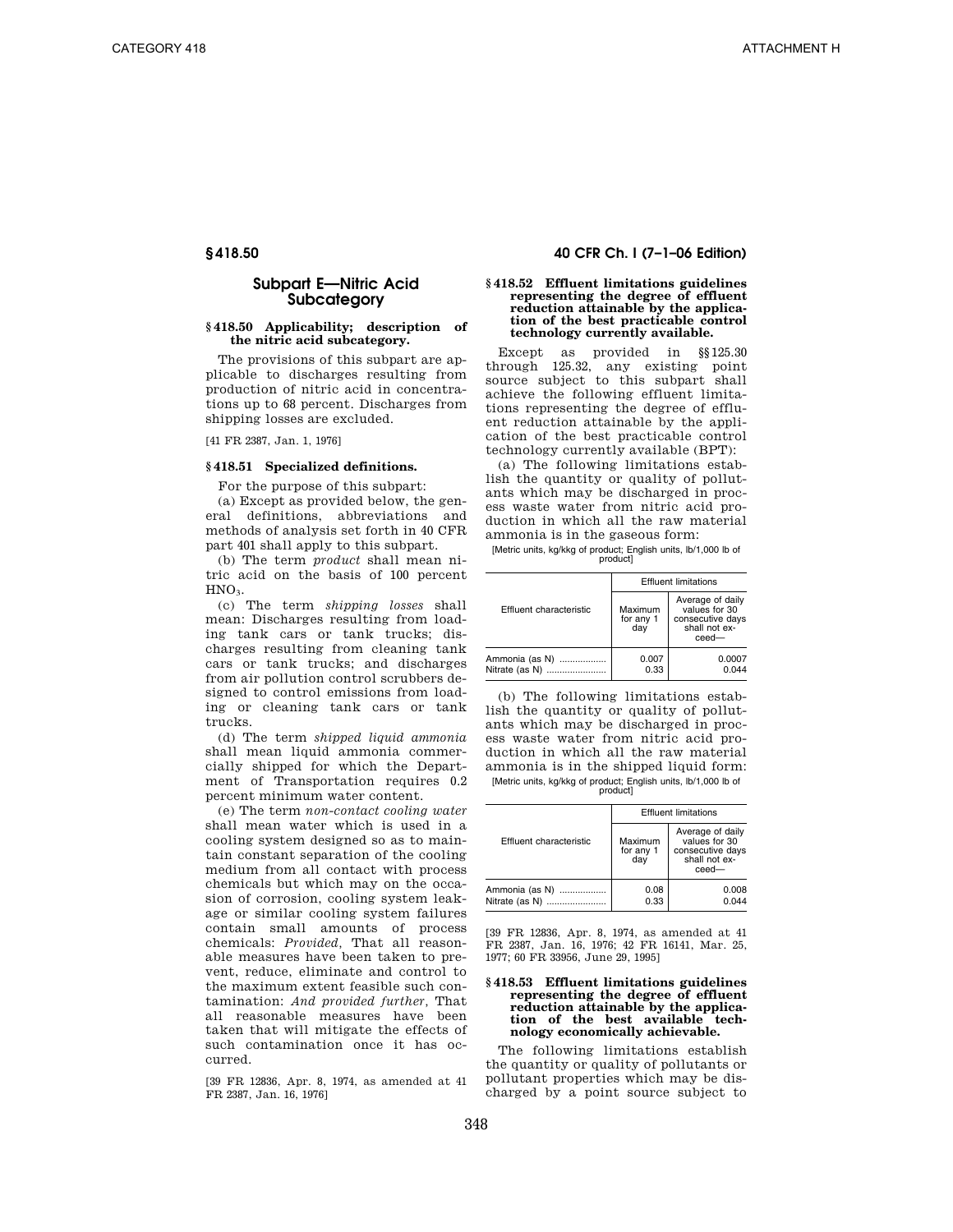## Subpart E—Nitric Acid Subcategory

### § 418.50 Applicability; description of the nitric acid subcategory.

The provisions of this subpart are applicable to discharges resulting from production of nitric acid in concentrations up to 68 percent. Discharges from shipping losses are excluded.

[41 FR 2387, Jan. 1, 1976]

### § 418.51 Specialized definitions.

For the purpose of this subpart:

(a) Except as provided below, the general definitions, abbreviations and methods of analysis set forth in 40 CFR part 401 shall apply to this subpart.

(b) The term *product* shall mean nitric acid on the basis of 100 percent $HNO_3$.

(c) The term *shipping losses* shall mean: Discharges resulting from loading tank cars or tank trucks; discharges resulting from cleaning tank cars or tank trucks; and discharges from air pollution control scrubbers designed to control emissions from loading or cleaning tank cars or tank trucks.

(d) The term *shipped liquid ammonia* shall mean liquid ammonia commercially shipped for which the Department of Transportation requires 0.2 percent minimum water content.

(e) The term *non-contact cooling water* shall mean water which is used in a cooling system designed so as to maintain constant separation of the cooling medium from all contact with process chemicals but which may on the occasion of corrosion, cooling system leakage or similar cooling system failures contain small amounts of process chemicals: *Provided*, That all reasonable measures have been taken to prevent, reduce, eliminate and control to the maximum extent feasible such contamination: *And provided further*, That all reasonable measures have been taken that will mitigate the effects of such contamination once it has occurred.

[39 FR 12836, Apr. 8, 1974, as amended at 41 FR 2387, Jan. 16, 1976]

### § 418.52 Effluent limitations guidelines representing the degree of effluent reduction attainable by the application of the best practicable control technology currently available.

Except as provided in §§ 125.30 through 125.32, any existing point source subject to this subpart shall achieve the following effluent limitations representing the degree of effluent reduction attainable by the application of the best practicable control technology currently available (BPT):

(a) The following limitations establish the quantity or quality of pollutants which may be discharged in process waste water from nitric acid production in which all the raw material ammonia is in the gaseous form:

[Metric units, kg/kkg of product; English units, lb/1,000 lb of product]

| Effluent characteristic | Effluent limitations | |
|---|---|---|
| | Maximum for any 1 day | Average of daily values for 30 consecutive days shall not exceed— |
| Ammonia (as N) | 0.007 | 0.0007 |
| Nitrate (as N) | 0.33 | 0.044 |

(b) The following limitations establish the quantity or quality of pollutants which may be discharged in process waste water from nitric acid production in which all the raw material ammonia is in the shipped liquid form:

[Metric units, kg/kkg of product; English units, lb/1,000 lb of product]

| Effluent characteristic | Effluent limitations | |
|---|---|---|
| | Maximum for any 1 day | Average of daily values for 30 consecutive days shall not exceed— |
| Ammonia (as N) | 0.08 | 0.008 |
| Nitrate (as N) | 0.33 | 0.044 |

[39 FR 12836, Apr. 8, 1974, as amended at 41 FR 2387, Jan. 16, 1976; 42 FR 16141, Mar. 25, 1977; 60 FR 33956, June 29, 1995]

### § 418.53 Effluent limitations guidelines representing the degree of effluent reduction attainable by the application of the best available technology economically achievable.

The following limitations establish the quantity or quality of pollutants or pollutant properties which may be discharged by a point source subject to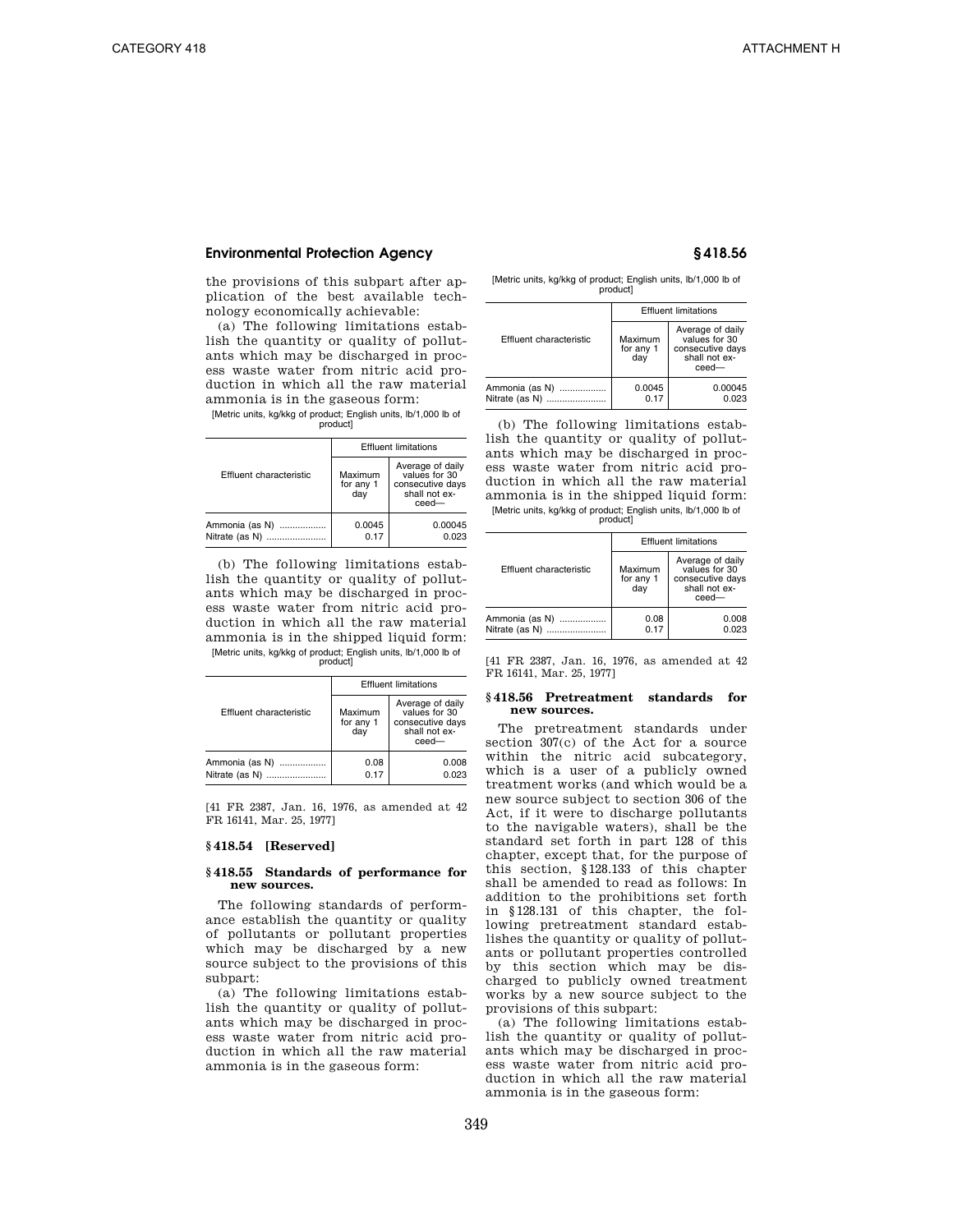the provisions of this subpart after application of the best available technology economically achievable:

(a) The following limitations establish the quantity or quality of pollutants which may be discharged in process waste water from nitric acid production in which all the raw material ammonia is in the gaseous form:

[Metric units, kg/kkg of product; English units, lb/1,000 lb of product]

| Effluent characteristic | Effluent limitations | |
|---|---|---|
| | Maximum for any 1 day | Average of daily values for 30 consecutive days shall not exceed— |
| Ammonia (as N) | 0.0045 | 0.00045 |
| Nitrate (as N) | 0.17 | 0.023 |

(b) The following limitations establish the quantity or quality of pollutants which may be discharged in process waste water from nitric acid production in which all the raw material ammonia is in the shipped liquid form:

[Metric units, kg/kkg of product; English units, lb/1,000 lb of product]

| Effluent characteristic | Effluent limitations | |
|---|---|---|
| | Maximum for any 1 day | Average of daily values for 30 consecutive days shall not exceed— |
| Ammonia (as N) | 0.08 | 0.008 |
| Nitrate (as N) | 0.17 | 0.023 |

[41 FR 2387, Jan. 16, 1976, as amended at 42 FR 16141, Mar. 25, 1977]

### § 418.54 [Reserved]

### § 418.55 Standards of performance for new sources.

The following standards of performance establish the quantity or quality of pollutants or pollutant properties which may be discharged by a new source subject to the provisions of this subpart:

(a) The following limitations establish the quantity or quality of pollutants which may be discharged in process waste water from nitric acid production in which all the raw material ammonia is in the gaseous form:

[Metric units, kg/kkg of product; English units, lb/1,000 lb of product]

| Effluent characteristic | Effluent limitations | |
|---|---|---|
| | Maximum for any 1 day | Average of daily values for 30 consecutive days shall not exceed— |
| Ammonia (as N) | 0.0045 | 0.00045 |
| Nitrate (as N) | 0.17 | 0.023 |

(b) The following limitations establish the quantity or quality of pollutants which may be discharged in process waste water from nitric acid production in which all the raw material ammonia is in the shipped liquid form:

[Metric units, kg/kkg of product; English units, lb/1,000 lb of product]

| Effluent characteristic | Effluent limitations | |
|---|---|---|
| | Maximum for any 1 day | Average of daily values for 30 consecutive days shall not exceed— |
| Ammonia (as N) | 0.08 | 0.008 |
| Nitrate (as N) | 0.17 | 0.023 |

[41 FR 2387, Jan. 16, 1976, as amended at 42 FR 16141, Mar. 25, 1977]

### § 418.56 Pretreatment standards for new sources.

The pretreatment standards under section 307(c) of the Act for a source within the nitric acid subcategory, which is a user of a publicly owned treatment works (and which would be a new source subject to section 306 of the Act, if it were to discharge pollutants to the navigable waters), shall be the standard set forth in part 128 of this chapter, except that, for the purpose of this section, §128.133 of this chapter shall be amended to read as follows: In addition to the prohibitions set forth in §128.131 of this chapter, the following pretreatment standard establishes the quantity or quality of pollutants or pollutant properties controlled by this section which may be discharged to publicly owned treatment works by a new source subject to the provisions of this subpart:

(a) The following limitations establish the quantity or quality of pollutants which may be discharged in process waste water from nitric acid production in which all the raw material ammonia is in the gaseous form: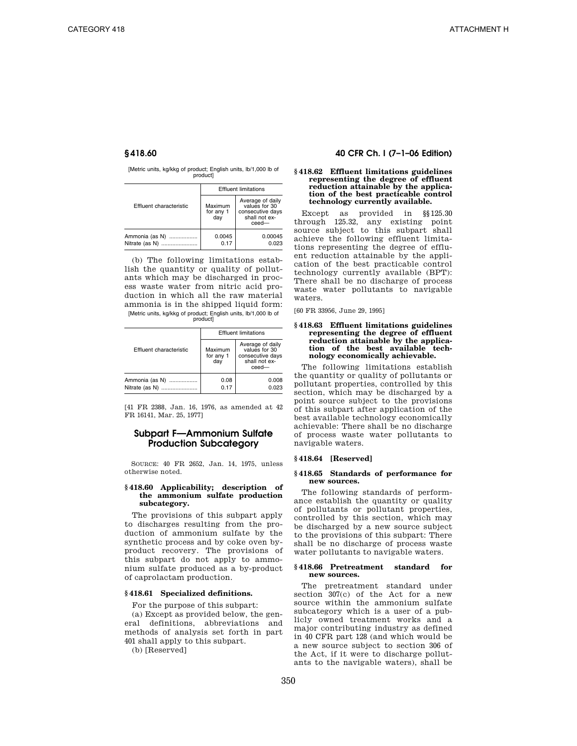[Metric units, kg/kkg of product; English units, lb/1,000 lb of product]

| Effluent characteristic | Effluent limitations | |
|---|---|---|
| | Maximum for any 1 day | Average of daily values for 30 consecutive days shall not exceed— |
| Ammonia (as N) | 0.0045 | 0.00045 |
| Nitrate (as N) | 0.17 | 0.023 |

(b) The following limitations establish the quantity or quality of pollutants which may be discharged in process waste water from nitric acid production in which all the raw material ammonia is in the shipped liquid form:

[Metric units, kg/kkg of product; English units, lb/1,000 lb of product]

| Effluent characteristic | Effluent limitations | |
|---|---|---|
| | Maximum for any 1 day | Average of daily values for 30 consecutive days shall not exceed— |
| Ammonia (as N) | 0.08 | 0.008 |
| Nitrate (as N) | 0.17 | 0.023 |

[41 FR 2388, Jan. 16, 1976, as amended at 42 FR 16141, Mar. 25, 1977]

## Subpart F—Ammonium Sulfate Production Subcategory

SOURCE: 40 FR 2652, Jan. 14, 1975, unless otherwise noted.

### § 418.60 Applicability; description of the ammonium sulfate production subcategory.

The provisions of this subpart apply to discharges resulting from the production of ammonium sulfate by the synthetic process and by coke oven by-product recovery. The provisions of this subpart do not apply to ammonium sulfate produced as a by-product of caprolactam production.

### § 418.61 Specialized definitions.

For the purpose of this subpart:

(a) Except as provided below, the general definitions, abbreviations and methods of analysis set forth in part 401 shall apply to this subpart.

(b) [Reserved]

### § 418.62 Effluent limitations guidelines representing the degree of effluent reduction attainable by the application of the best practicable control technology currently available.

Except as provided in §§ 125.30 through 125.32, any existing point source subject to this subpart shall achieve the following effluent limitations representing the degree of effluent reduction attainable by the application of the best practicable control technology currently available (BPT): There shall be no discharge of process waste water pollutants to navigable waters.

[60 FR 33956, June 29, 1995]

### § 418.63 Effluent limitations guidelines representing the degree of effluent reduction attainable by the application of the best available technology economically achievable.

The following limitations establish the quantity or quality of pollutants or pollutant properties, controlled by this section, which may be discharged by a point source subject to the provisions of this subpart after application of the best available technology economically achievable: There shall be no discharge of process waste water pollutants to navigable waters.

### § 418.64 [Reserved]

### § 418.65 Standards of performance for new sources.

The following standards of performance establish the quantity or quality of pollutants or pollutant properties, controlled by this section, which may be discharged by a new source subject to the provisions of this subpart: There shall be no discharge of process waste water pollutants to navigable waters.

### § 418.66 Pretreatment standard for new sources.

The pretreatment standard under section 307(c) of the Act for a new source within the ammonium sulfate subcategory which is a user of a publicly owned treatment works and a major contributing industry as defined in 40 CFR part 128 (and which would be a new source subject to section 306 of the Act, if it were to discharge pollutants to the navigable waters), shall be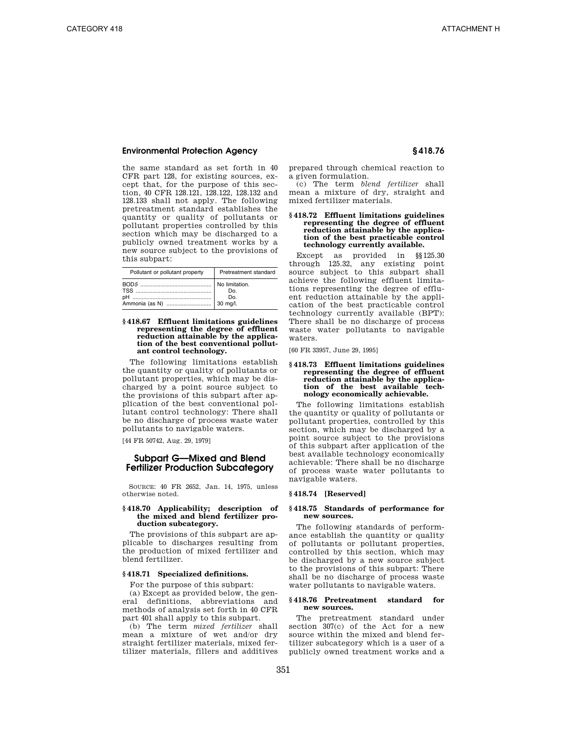the same standard as set forth in 40 CFR part 128, for existing sources, except that, for the purpose of this section, 40 CFR 128.121, 128.122, 128.132 and 128.133 shall not apply. The following pretreatment standard establishes the quantity or quality of pollutants or pollutant properties controlled by this section which may be discharged to a publicly owned treatment works by a new source subject to the provisions of this subpart:

| Pollutant or pollutant property | Pretreatment standard |
|---|---|
| BOD*5* | No limitation. |
| TSS | Do. |
| pH | Do. |
| Ammonia (as N) | 30 mg/l. |

**§ 418.67 Effluent limitations guidelines representing the degree of effluent reduction attainable by the application of the best conventional pollutant control technology.**

The following limitations establish the quantity or quality of pollutants or pollutant properties, which may be discharged by a point source subject to the provisions of this subpart after application of the best conventional pollutant control technology: There shall be no discharge of process waste water pollutants to navigable waters.

[44 FR 50742, Aug. 29, 1979]

## Subpart G—Mixed and Blend Fertilizer Production Subcategory

SOURCE: 40 FR 2652, Jan. 14, 1975, unless otherwise noted.

**§ 418.70 Applicability; description of the mixed and blend fertilizer production subcategory.**

The provisions of this subpart are applicable to discharges resulting from the production of mixed fertilizer and blend fertilizer.

**§ 418.71 Specialized definitions.**

For the purpose of this subpart:

(a) Except as provided below, the general definitions, abbreviations and methods of analysis set forth in 40 CFR part 401 shall apply to this subpart.

(b) The term *mixed fertilizer* shall mean a mixture of wet and/or dry straight fertilizer materials, mixed fertilizer materials, fillers and additives prepared through chemical reaction to a given formulation.

(c) The term *blend fertilizer* shall mean a mixture of dry, straight and mixed fertilizer materials.

**§ 418.72 Effluent limitations guidelines representing the degree of effluent reduction attainable by the application of the best practicable control technology currently available.**

Except as provided in §§ 125.30 through 125.32, any existing point source subject to this subpart shall achieve the following effluent limitations representing the degree of effluent reduction attainable by the application of the best practicable control technology currently available (BPT): There shall be no discharge of process waste water pollutants to navigable waters.

[60 FR 33957, June 29, 1995]

**§ 418.73 Effluent limitations guidelines representing the degree of effluent reduction attainable by the application of the best available technology economically achievable.**

The following limitations establish the quantity or quality of pollutants or pollutant properties, controlled by this section, which may be discharged by a point source subject to the provisions of this subpart after application of the best available technology economically achievable: There shall be no discharge of process waste water pollutants to navigable waters.

**§ 418.74 [Reserved]**

**§ 418.75 Standards of performance for new sources.**

The following standards of performance establish the quantity or quality of pollutants or pollutant properties, controlled by this section, which may be discharged by a new source subject to the provisions of this subpart: There shall be no discharge of process waste water pollutants to navigable waters.

**§ 418.76 Pretreatment standard for new sources.**

The pretreatment standard under section 307(c) of the Act for a new source within the mixed and blend fertilizer subcategory which is a user of a publicly owned treatment works and a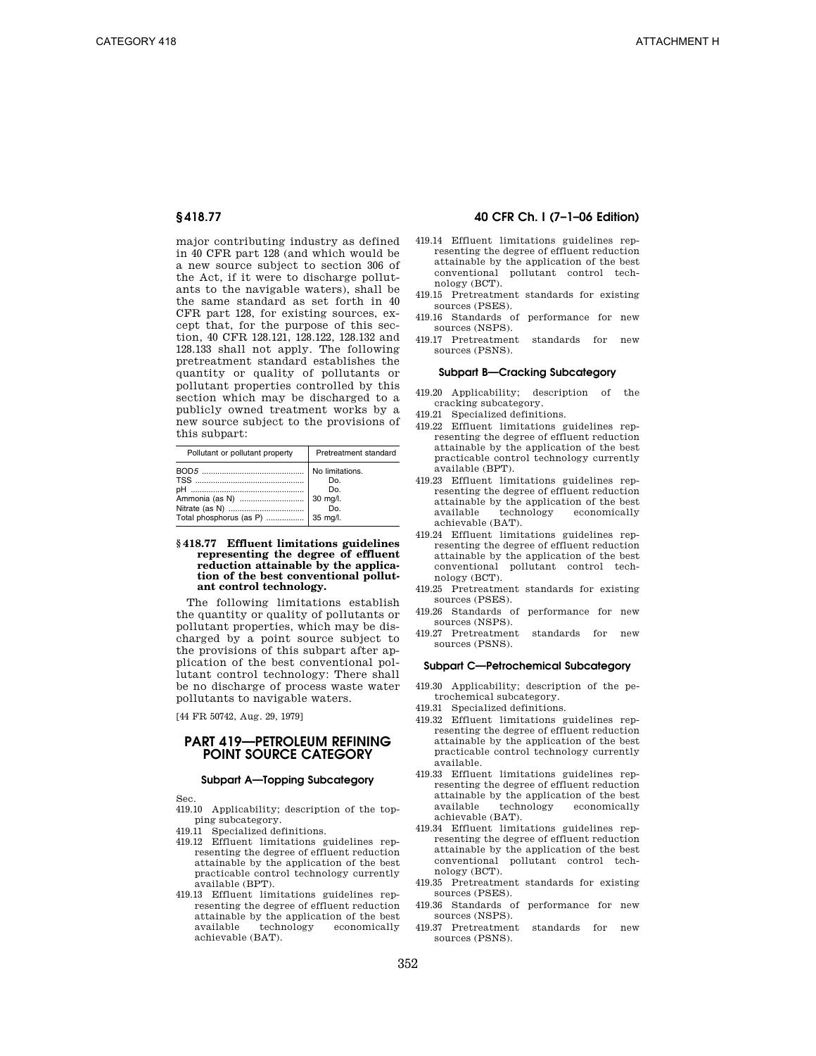major contributing industry as defined in 40 CFR part 128 (and which would be a new source subject to section 306 of the Act, if it were to discharge pollutants to the navigable waters), shall be the same standard as set forth in 40 CFR part 128, for existing sources, except that, for the purpose of this section, 40 CFR 128.121, 128.122, 128.132 and 128.133 shall not apply. The following pretreatment standard establishes the quantity or quality of pollutants or pollutant properties controlled by this section which may be discharged to a publicly owned treatment works by a new source subject to the provisions of this subpart:

| Pollutant or pollutant property | Pretreatment standard |
|---|---|
| BOD*5* | No limitations. |
| TSS | Do. |
| pH | Do. |
| Ammonia (as N) | 30 mg/l. |
| Nitrate (as N) | Do. |
| Total phosphorus (as P) | 35 mg/l. |

### § 418.77 Effluent limitations guidelines representing the degree of effluent reduction attainable by the application of the best conventional pollutant control technology.

The following limitations establish the quantity or quality of pollutants or pollutant properties, which may be discharged by a point source subject to the provisions of this subpart after application of the best conventional pollutant control technology: There shall be no discharge of process waste water pollutants to navigable waters.

[44 FR 50742, Aug. 29, 1979]

## PART 419—PETROLEUM REFINING POINT SOURCE CATEGORY

### Subpart A—Topping Subcategory

Sec.

419.10 Applicability; description of the topping subcategory.

419.11 Specialized definitions.

419.12 Effluent limitations guidelines representing the degree of effluent reduction attainable by the application of the best practicable control technology currently available (BPT).

419.13 Effluent limitations guidelines representing the degree of effluent reduction attainable by the application of the best available technology economically achievable (BAT).

419.14 Effluent limitations guidelines representing the degree of effluent reduction attainable by the application of the best conventional pollutant control technology (BCT).

419.15 Pretreatment standards for existing sources (PSES).

419.16 Standards of performance for new sources (NSPS).

419.17 Pretreatment standards for new sources (PSNS).

### Subpart B—Cracking Subcategory

419.20 Applicability; description of the cracking subcategory.

419.21 Specialized definitions.

419.22 Effluent limitations guidelines representing the degree of effluent reduction attainable by the application of the best practicable control technology currently available (BPT).

419.23 Effluent limitations guidelines representing the degree of effluent reduction attainable by the application of the best available technology economically achievable (BAT).

419.24 Effluent limitations guidelines representing the degree of effluent reduction attainable by the application of the best conventional pollutant control technology (BCT).

419.25 Pretreatment standards for existing sources (PSES).

419.26 Standards of performance for new sources (NSPS).

419.27 Pretreatment standards for new sources (PSNS).

### Subpart C—Petrochemical Subcategory

419.30 Applicability; description of the petrochemical subcategory.

419.31 Specialized definitions.

419.32 Effluent limitations guidelines representing the degree of effluent reduction attainable by the application of the best practicable control technology currently available.

419.33 Effluent limitations guidelines representing the degree of effluent reduction attainable by the application of the best available technology economically achievable (BAT).

419.34 Effluent limitations guidelines representing the degree of effluent reduction attainable by the application of the best conventional pollutant control technology (BCT).

419.35 Pretreatment standards for existing sources (PSES).

419.36 Standards of performance for new sources (NSPS).

419.37 Pretreatment standards for new sources (PSNS).